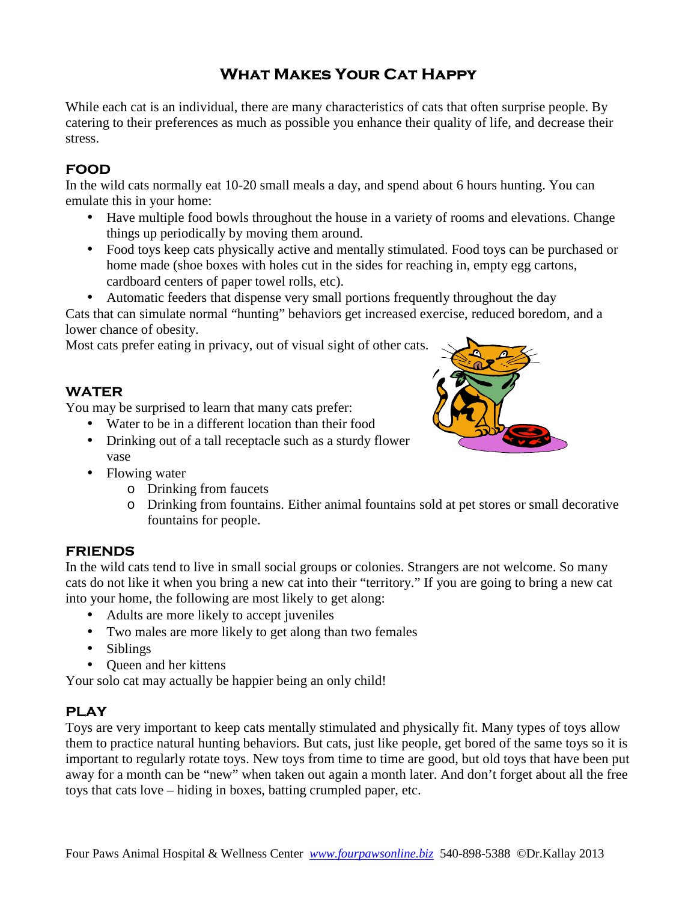# What Makes Your Cat Happy

While each cat is an individual, there are many characteristics of cats that often surprise people. By catering to their preferences as much as possible you enhance their quality of life, and decrease their stress.

## FOOD

In the wild cats normally eat 10-20 small meals a day, and spend about 6 hours hunting. You can emulate this in your home:

- Have multiple food bowls throughout the house in a variety of rooms and elevations. Change things up periodically by moving them around.
- Food toys keep cats physically active and mentally stimulated. Food toys can be purchased or home made (shoe boxes with holes cut in the sides for reaching in, empty egg cartons, cardboard centers of paper towel rolls, etc).
- Automatic feeders that dispense very small portions frequently throughout the day

Cats that can simulate normal "hunting" behaviors get increased exercise, reduced boredom, and a lower chance of obesity.

Most cats prefer eating in privacy, out of visual sight of other cats.

## WATER

You may be surprised to learn that many cats prefer:

- Water to be in a different location than their food
- Drinking out of a tall receptacle such as a sturdy flower vase
- Flowing water
  - Drinking from faucets
  - Drinking from fountains. Either animal fountains sold at pet stores or small decorative fountains for people.

## FRIENDS

In the wild cats tend to live in small social groups or colonies. Strangers are not welcome. So many cats do not like it when you bring a new cat into their "territory." If you are going to bring a new cat into your home, the following are most likely to get along:

- Adults are more likely to accept juveniles
- Two males are more likely to get along than two females
- Siblings
- Queen and her kittens

Your solo cat may actually be happier being an only child!

## PLAY

Toys are very important to keep cats mentally stimulated and physically fit. Many types of toys allow them to practice natural hunting behaviors. But cats, just like people, get bored of the same toys so it is important to regularly rotate toys. New toys from time to time are good, but old toys that have been put away for a month can be "new" when taken out again a month later. And don't forget about all the free toys that cats love – hiding in boxes, batting crumpled paper, etc.

Four Paws Animal Hospital & Wellness Center *www.fourpawsonline.biz* 540-898-5388 ©Dr.Kallay 2013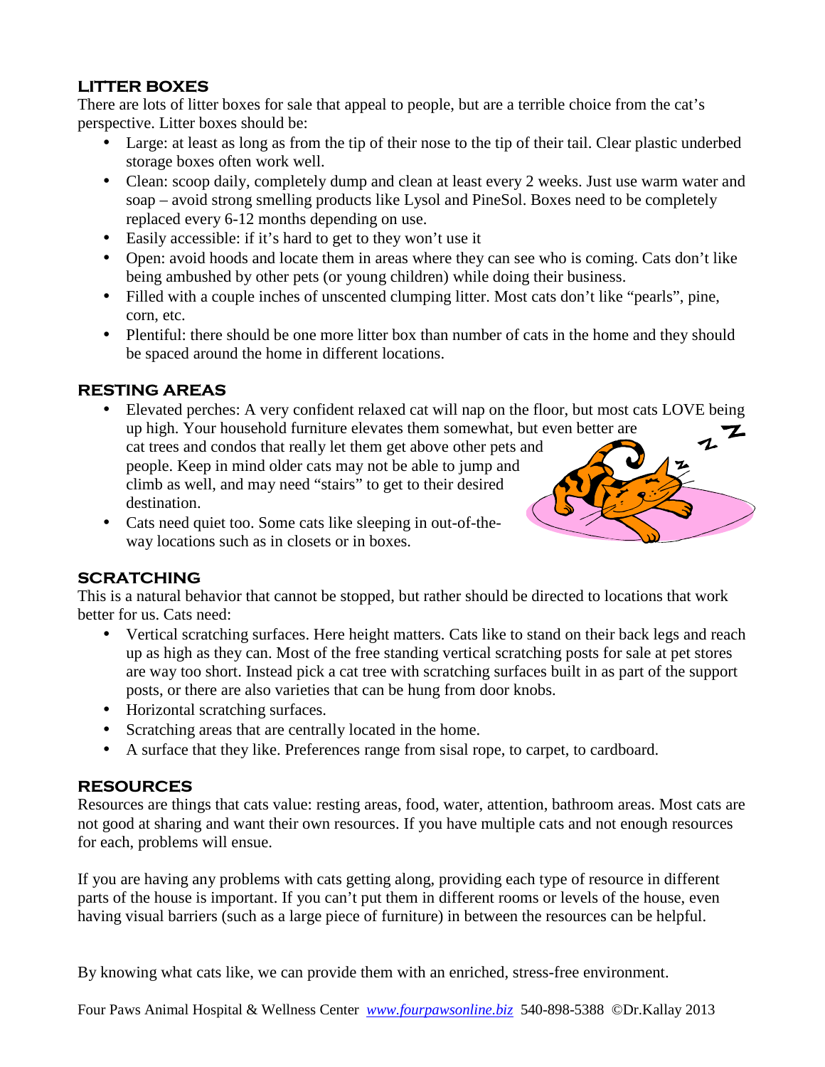## LITTER BOXES

There are lots of litter boxes for sale that appeal to people, but are a terrible choice from the cat's perspective. Litter boxes should be:

- Large: at least as long as from the tip of their nose to the tip of their tail. Clear plastic underbed storage boxes often work well.
- Clean: scoop daily, completely dump and clean at least every 2 weeks. Just use warm water and soap – avoid strong smelling products like Lysol and PineSol. Boxes need to be completely replaced every 6-12 months depending on use.
- Easily accessible: if it's hard to get to they won't use it
- Open: avoid hoods and locate them in areas where they can see who is coming. Cats don't like being ambushed by other pets (or young children) while doing their business.
- Filled with a couple inches of unscented clumping litter. Most cats don't like "pearls", pine, corn, etc.
- Plentiful: there should be one more litter box than number of cats in the home and they should be spaced around the home in different locations.

## RESTING AREAS

- Elevated perches: A very confident relaxed cat will nap on the floor, but most cats LOVE being up high. Your household furniture elevates them somewhat, but even better are cat trees and condos that really let them get above other pets and people. Keep in mind older cats may not be able to jump and climb as well, and may need "stairs" to get to their desired destination.
- Cats need quiet too. Some cats like sleeping in out-of-the-way locations such as in closets or in boxes.

## SCRATCHING

This is a natural behavior that cannot be stopped, but rather should be directed to locations that work better for us. Cats need:

- Vertical scratching surfaces. Here height matters. Cats like to stand on their back legs and reach up as high as they can. Most of the free standing vertical scratching posts for sale at pet stores are way too short. Instead pick a cat tree with scratching surfaces built in as part of the support posts, or there are also varieties that can be hung from door knobs.
- Horizontal scratching surfaces.
- Scratching areas that are centrally located in the home.
- A surface that they like. Preferences range from sisal rope, to carpet, to cardboard.

## RESOURCES

Resources are things that cats value: resting areas, food, water, attention, bathroom areas. Most cats are not good at sharing and want their own resources. If you have multiple cats and not enough resources for each, problems will ensue.

If you are having any problems with cats getting along, providing each type of resource in different parts of the house is important. If you can't put them in different rooms or levels of the house, even having visual barriers (such as a large piece of furniture) in between the resources can be helpful.

By knowing what cats like, we can provide them with an enriched, stress-free environment.

Four Paws Animal Hospital & Wellness Center *www.fourpawsonline.biz* 540-898-5388 ©Dr.Kallay 2013